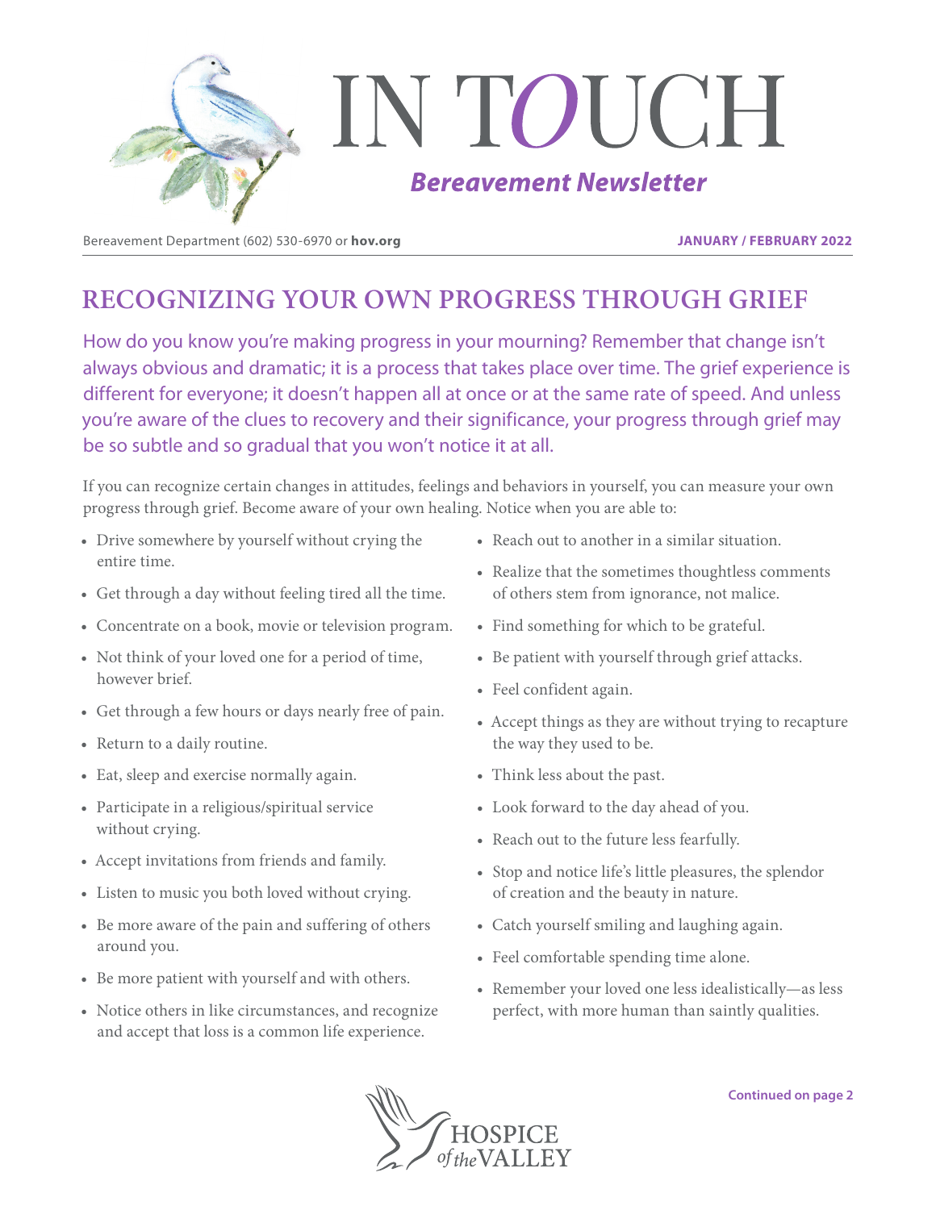# IN TOUCH

***Bereavement Newsletter***

Bereavement Department (602) 530-6970 or **hov.org**

**JANUARY / FEBRUARY 2022**

## RECOGNIZING YOUR OWN PROGRESS THROUGH GRIEF

How do you know you're making progress in your mourning? Remember that change isn't always obvious and dramatic; it is a process that takes place over time. The grief experience is different for everyone; it doesn't happen all at once or at the same rate of speed. And unless you're aware of the clues to recovery and their significance, your progress through grief may be so subtle and so gradual that you won't notice it at all.

If you can recognize certain changes in attitudes, feelings and behaviors in yourself, you can measure your own progress through grief. Become aware of your own healing. Notice when you are able to:

- Drive somewhere by yourself without crying the entire time.
- Get through a day without feeling tired all the time.
- Concentrate on a book, movie or television program.
- Not think of your loved one for a period of time, however brief.
- Get through a few hours or days nearly free of pain.
- Return to a daily routine.
- Eat, sleep and exercise normally again.
- Participate in a religious/spiritual service without crying.
- Accept invitations from friends and family.
- Listen to music you both loved without crying.
- Be more aware of the pain and suffering of others around you.
- Be more patient with yourself and with others.
- Notice others in like circumstances, and recognize and accept that loss is a common life experience.
- Reach out to another in a similar situation.
- Realize that the sometimes thoughtless comments of others stem from ignorance, not malice.
- Find something for which to be grateful.
- Be patient with yourself through grief attacks.
- Feel confident again.
- Accept things as they are without trying to recapture the way they used to be.
- Think less about the past.
- Look forward to the day ahead of you.
- Reach out to the future less fearfully.
- Stop and notice life's little pleasures, the splendor of creation and the beauty in nature.
- Catch yourself smiling and laughing again.
- Feel comfortable spending time alone.
- Remember your loved one less idealistically—as less perfect, with more human than saintly qualities.

**Continued on page 2**

HOSPICE of the VALLEY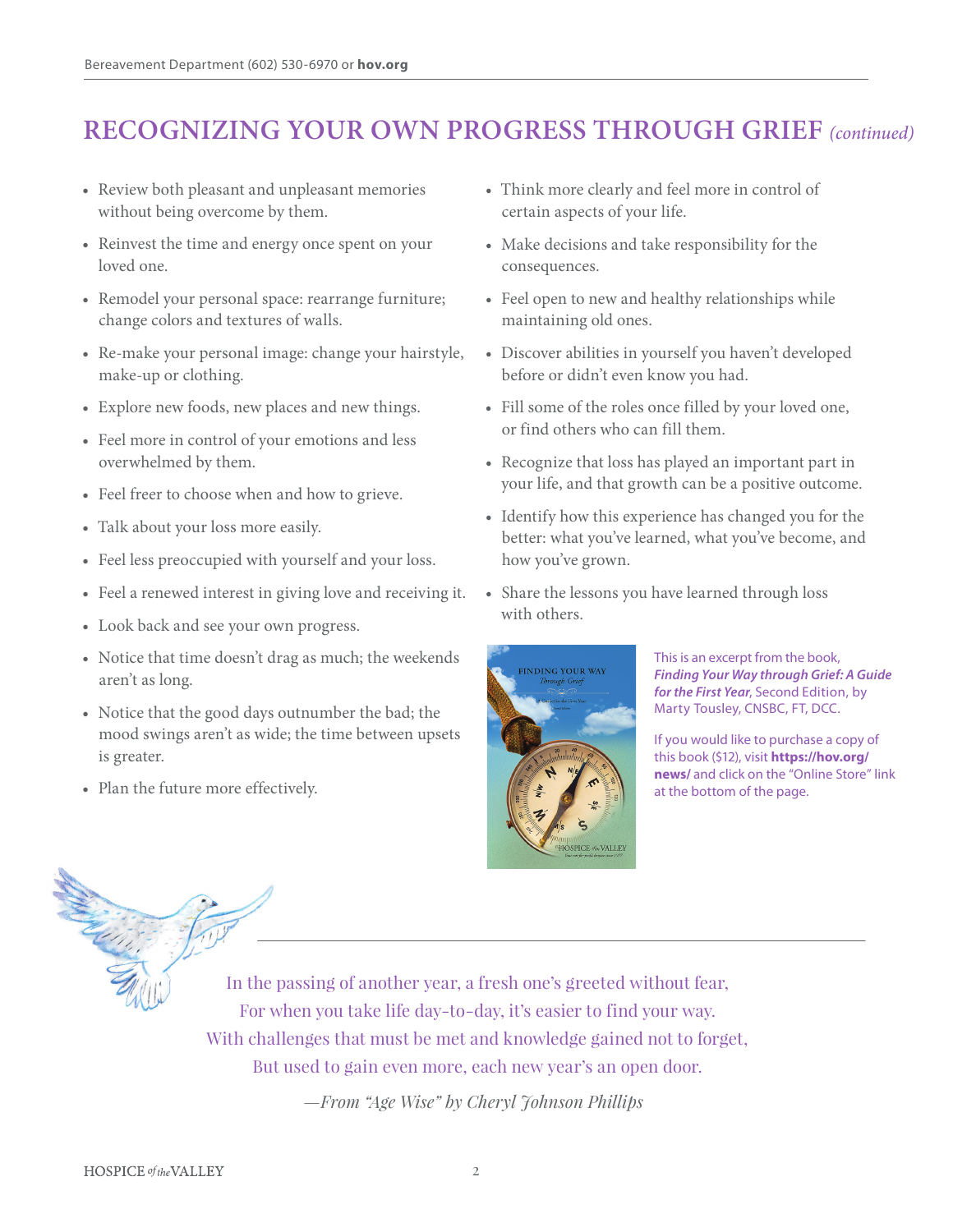# RECOGNIZING YOUR OWN PROGRESS THROUGH GRIEF *(continued)*

- Review both pleasant and unpleasant memories without being overcome by them.
- Reinvest the time and energy once spent on your loved one.
- Remodel your personal space: rearrange furniture; change colors and textures of walls.
- Re-make your personal image: change your hairstyle, make-up or clothing.
- Explore new foods, new places and new things.
- Feel more in control of your emotions and less overwhelmed by them.
- Feel freer to choose when and how to grieve.
- Talk about your loss more easily.
- Feel less preoccupied with yourself and your loss.
- Feel a renewed interest in giving love and receiving it.
- Look back and see your own progress.
- Notice that time doesn't drag as much; the weekends aren't as long.
- Notice that the good days outnumber the bad; the mood swings aren't as wide; the time between upsets is greater.
- Plan the future more effectively.
- Think more clearly and feel more in control of certain aspects of your life.
- Make decisions and take responsibility for the consequences.
- Feel open to new and healthy relationships while maintaining old ones.
- Discover abilities in yourself you haven't developed before or didn't even know you had.
- Fill some of the roles once filled by your loved one, or find others who can fill them.
- Recognize that loss has played an important part in your life, and that growth can be a positive outcome.
- Identify how this experience has changed you for the better: what you've learned, what you've become, and how you've grown.
- Share the lessons you have learned through loss with others.

This is an excerpt from the book, ***Finding Your Way through Grief: A Guide for the First Year***, Second Edition, by Marty Tousley, CNSBC, FT, DCC.

If you would like to purchase a copy of this book ($12), visit **https://hov.org/news/** and click on the "Online Store" link at the bottom of the page.

---

In the passing of another year, a fresh one's greeted without fear,
For when you take life day-to-day, it's easier to find your way.
With challenges that must be met and knowledge gained not to forget,
But used to gain even more, each new year's an open door.

*—From "Age Wise" by Cheryl Johnson Phillips*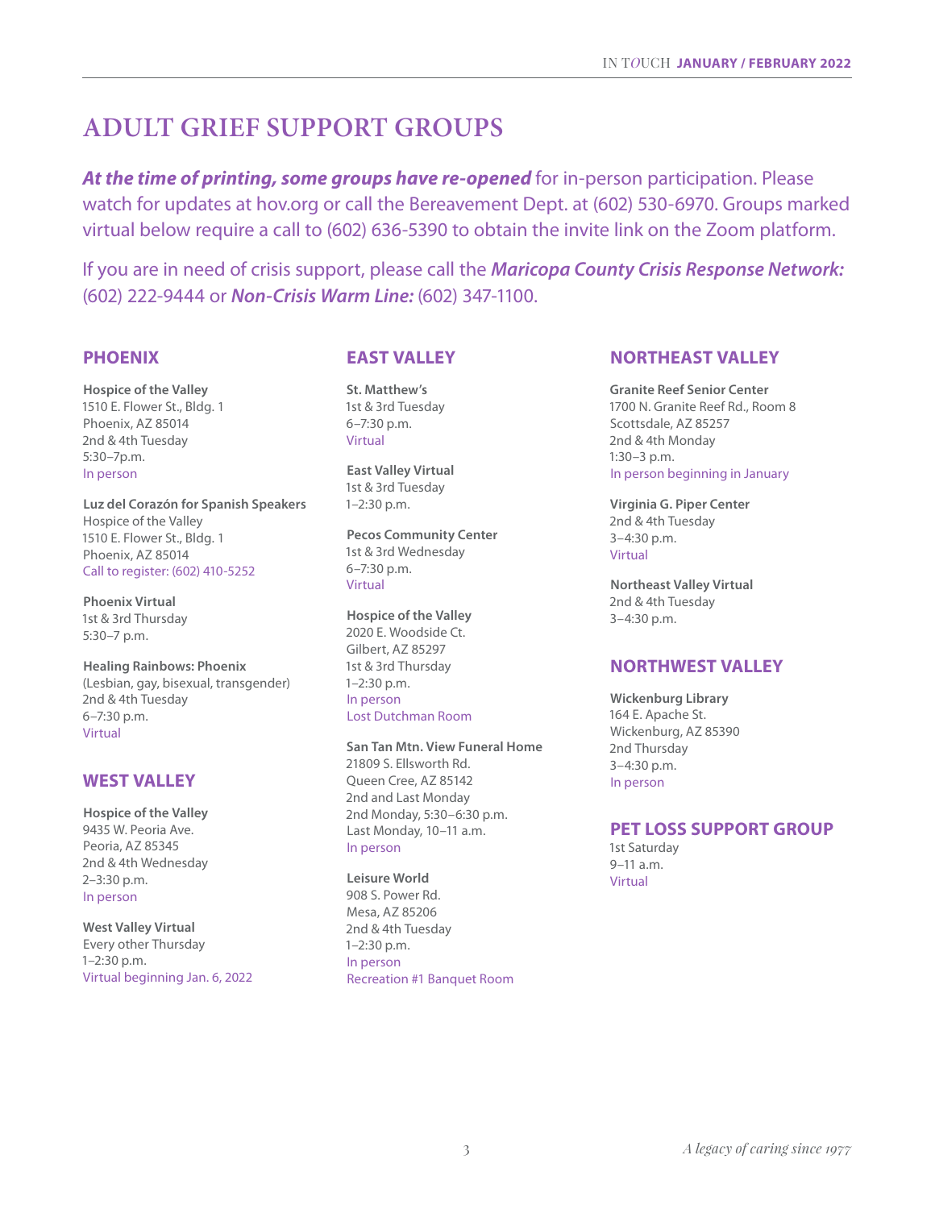# ADULT GRIEF SUPPORT GROUPS

***At the time of printing, some groups have re-opened*** for in-person participation. Please watch for updates at hov.org or call the Bereavement Dept. at (602) 530-6970. Groups marked virtual below require a call to (602) 636-5390 to obtain the invite link on the Zoom platform.

If you are in need of crisis support, please call the ***Maricopa County Crisis Response Network:*** (602) 222-9444 or ***Non-Crisis Warm Line:*** (602) 347-1100.

## PHOENIX

**Hospice of the Valley**
1510 E. Flower St., Bldg. 1
Phoenix, AZ 85014
2nd & 4th Tuesday
5:30–7p.m.
In person

**Luz del Corazón for Spanish Speakers**
Hospice of the Valley
1510 E. Flower St., Bldg. 1
Phoenix, AZ 85014
Call to register: (602) 410-5252

**Phoenix Virtual**
1st & 3rd Thursday
5:30–7 p.m.

**Healing Rainbows: Phoenix**
(Lesbian, gay, bisexual, transgender)
2nd & 4th Tuesday
6–7:30 p.m.
Virtual

## WEST VALLEY

**Hospice of the Valley**
9435 W. Peoria Ave.
Peoria, AZ 85345
2nd & 4th Wednesday
2–3:30 p.m.
In person

**West Valley Virtual**
Every other Thursday
1–2:30 p.m.
Virtual beginning Jan. 6, 2022

## EAST VALLEY

**St. Matthew's**
1st & 3rd Tuesday
6–7:30 p.m.
Virtual

**East Valley Virtual**
1st & 3rd Tuesday
1–2:30 p.m.

**Pecos Community Center**
1st & 3rd Wednesday
6–7:30 p.m.
Virtual

**Hospice of the Valley**
2020 E. Woodside Ct.
Gilbert, AZ 85297
1st & 3rd Thursday
1–2:30 p.m.
In person
Lost Dutchman Room

**San Tan Mtn. View Funeral Home**
21809 S. Ellsworth Rd.
Queen Cree, AZ 85142
2nd and Last Monday
2nd Monday, 5:30–6:30 p.m.
Last Monday, 10–11 a.m.
In person

**Leisure World**
908 S. Power Rd.
Mesa, AZ 85206
2nd & 4th Tuesday
1–2:30 p.m.
In person
Recreation #1 Banquet Room

## NORTHEAST VALLEY

**Granite Reef Senior Center**
1700 N. Granite Reef Rd., Room 8
Scottsdale, AZ 85257
2nd & 4th Monday
1:30–3 p.m.
In person beginning in January

**Virginia G. Piper Center**
2nd & 4th Tuesday
3–4:30 p.m.
Virtual

**Northeast Valley Virtual**
2nd & 4th Tuesday
3–4:30 p.m.

## NORTHWEST VALLEY

**Wickenburg Library**
164 E. Apache St.
Wickenburg, AZ 85390
2nd Thursday
3–4:30 p.m.
In person

## PET LOSS SUPPORT GROUP

1st Saturday
9–11 a.m.
Virtual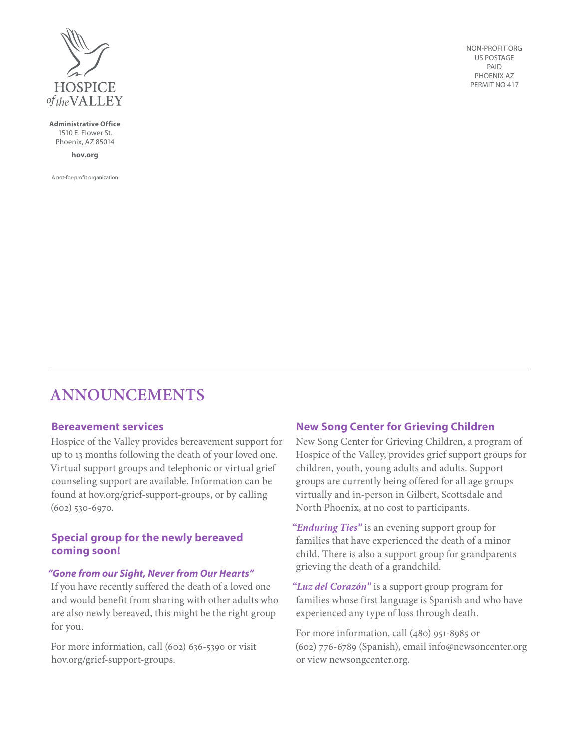HOSPICE *of the* VALLEY

**Administrative Office**
1510 E. Flower St.
Phoenix, AZ 85014

**hov.org**

A not-for-profit organization

NON-PROFIT ORG
US POSTAGE
PAID
PHOENIX AZ
PERMIT NO 417

# ANNOUNCEMENTS

## Bereavement services

Hospice of the Valley provides bereavement support for up to 13 months following the death of your loved one. Virtual support groups and telephonic or virtual grief counseling support are available. Information can be found at hov.org/grief-support-groups, or by calling (602) 530-6970.

## Special group for the newly bereaved coming soon!

***"Gone from our Sight, Never from Our Hearts"***

If you have recently suffered the death of a loved one and would benefit from sharing with other adults who are also newly bereaved, this might be the right group for you.

For more information, call (602) 636-5390 or visit hov.org/grief-support-groups.

## New Song Center for Grieving Children

New Song Center for Grieving Children, a program of Hospice of the Valley, provides grief support groups for children, youth, young adults and adults. Support groups are currently being offered for all age groups virtually and in-person in Gilbert, Scottsdale and North Phoenix, at no cost to participants.

***"Enduring Ties"*** is an evening support group for families that have experienced the death of a minor child. There is also a support group for grandparents grieving the death of a grandchild.

***"Luz del Corazón"*** is a support group program for families whose first language is Spanish and who have experienced any type of loss through death.

For more information, call (480) 951-8985 or (602) 776-6789 (Spanish), email info@newsoncenter.org or view newsongcenter.org.